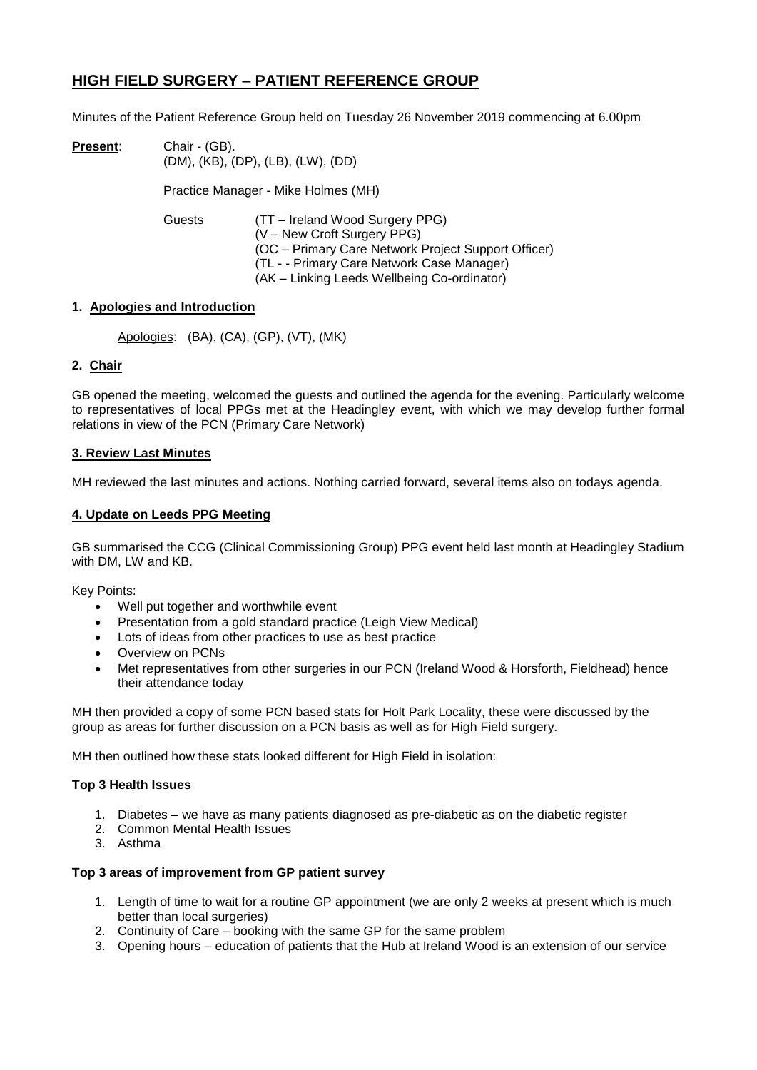# HIGH FIELD SURGERY – PATIENT REFERENCE GROUP

Minutes of the Patient Reference Group held on Tuesday 26 November 2019 commencing at 6.00pm

**Present**: Chair - (GB).
(DM), (KB), (DP), (LB), (LW), (DD)

Practice Manager - Mike Holmes (MH)

Guests
(TT – Ireland Wood Surgery PPG)
(V – New Croft Surgery PPG)
(OC – Primary Care Network Project Support Officer)
(TL - - Primary Care Network Case Manager)
(AK – Linking Leeds Wellbeing Co-ordinator)

## 1. Apologies and Introduction

Apologies: (BA), (CA), (GP), (VT), (MK)

## 2. Chair

GB opened the meeting, welcomed the guests and outlined the agenda for the evening. Particularly welcome to representatives of local PPGs met at the Headingley event, with which we may develop further formal relations in view of the PCN (Primary Care Network)

## 3. Review Last Minutes

MH reviewed the last minutes and actions. Nothing carried forward, several items also on todays agenda.

## 4. Update on Leeds PPG Meeting

GB summarised the CCG (Clinical Commissioning Group) PPG event held last month at Headingley Stadium with DM, LW and KB.

Key Points:

- Well put together and worthwhile event
- Presentation from a gold standard practice (Leigh View Medical)
- Lots of ideas from other practices to use as best practice
- Overview on PCNs
- Met representatives from other surgeries in our PCN (Ireland Wood & Horsforth, Fieldhead) hence their attendance today

MH then provided a copy of some PCN based stats for Holt Park Locality, these were discussed by the group as areas for further discussion on a PCN basis as well as for High Field surgery.

MH then outlined how these stats looked different for High Field in isolation:

### Top 3 Health Issues

1. Diabetes – we have as many patients diagnosed as pre-diabetic as on the diabetic register
2. Common Mental Health Issues
3. Asthma

### Top 3 areas of improvement from GP patient survey

1. Length of time to wait for a routine GP appointment (we are only 2 weeks at present which is much better than local surgeries)
2. Continuity of Care – booking with the same GP for the same problem
3. Opening hours – education of patients that the Hub at Ireland Wood is an extension of our service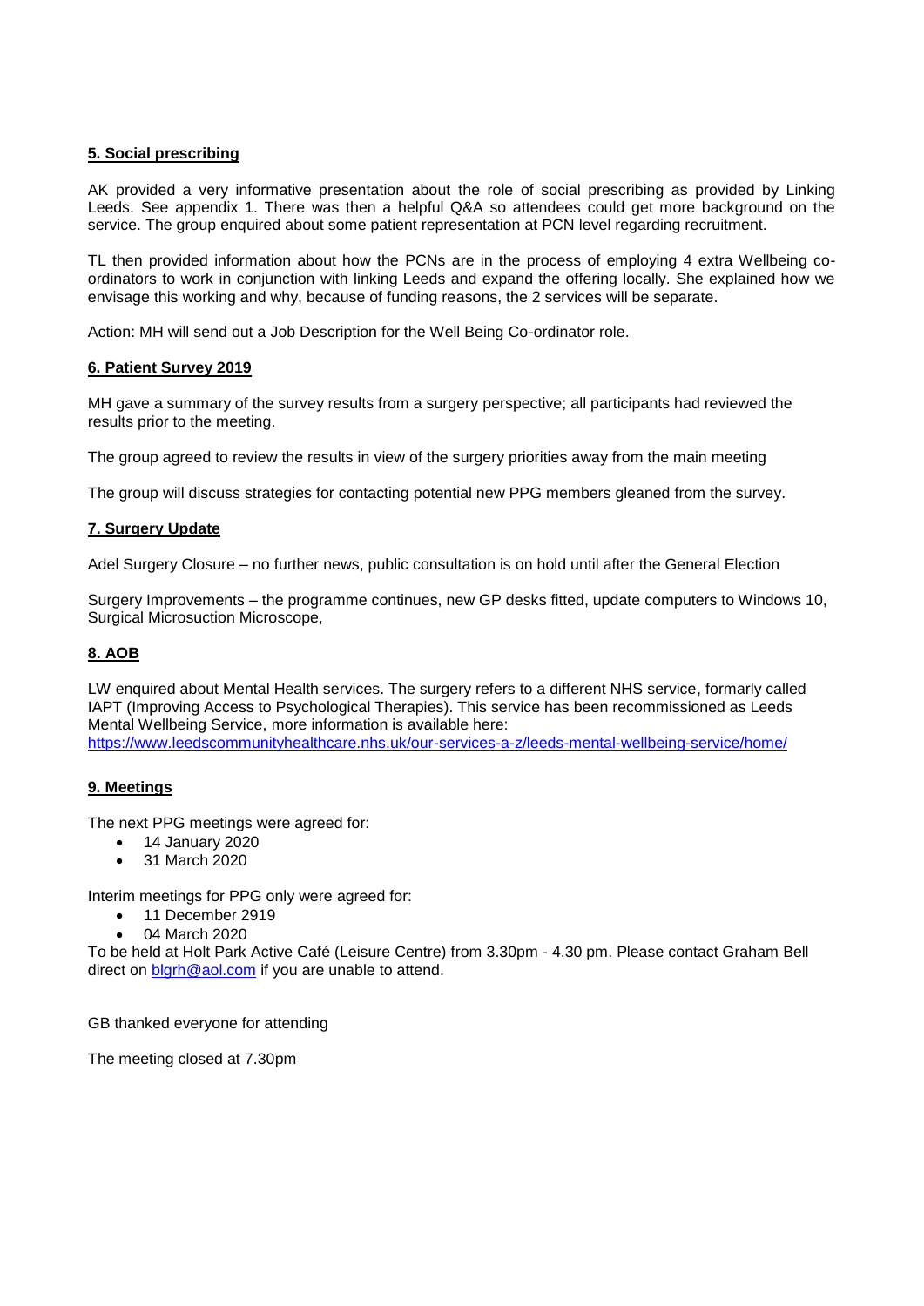**5. Social prescribing**

AK provided a very informative presentation about the role of social prescribing as provided by Linking Leeds. See appendix 1. There was then a helpful Q&A so attendees could get more background on the service. The group enquired about some patient representation at PCN level regarding recruitment.

TL then provided information about how the PCNs are in the process of employing 4 extra Wellbeing co-ordinators to work in conjunction with linking Leeds and expand the offering locally. She explained how we envisage this working and why, because of funding reasons, the 2 services will be separate.

Action: MH will send out a Job Description for the Well Being Co-ordinator role.

**6. Patient Survey 2019**

MH gave a summary of the survey results from a surgery perspective; all participants had reviewed the results prior to the meeting.

The group agreed to review the results in view of the surgery priorities away from the main meeting

The group will discuss strategies for contacting potential new PPG members gleaned from the survey.

**7. Surgery Update**

Adel Surgery Closure – no further news, public consultation is on hold until after the General Election

Surgery Improvements – the programme continues, new GP desks fitted, update computers to Windows 10, Surgical Microsuction Microscope,

**8. AOB**

LW enquired about Mental Health services. The surgery refers to a different NHS service, formarly called IAPT (Improving Access to Psychological Therapies). This service has been recommissioned as Leeds Mental Wellbeing Service, more information is available here:
https://www.leedscommunityhealthcare.nhs.uk/our-services-a-z/leeds-mental-wellbeing-service/home/

**9. Meetings**

The next PPG meetings were agreed for:

- 14 January 2020
- 31 March 2020

Interim meetings for PPG only were agreed for:

- 11 December 2919
- 04 March 2020

To be held at Holt Park Active Café (Leisure Centre) from 3.30pm - 4.30 pm. Please contact Graham Bell direct on blgrh@aol.com if you are unable to attend.

GB thanked everyone for attending

The meeting closed at 7.30pm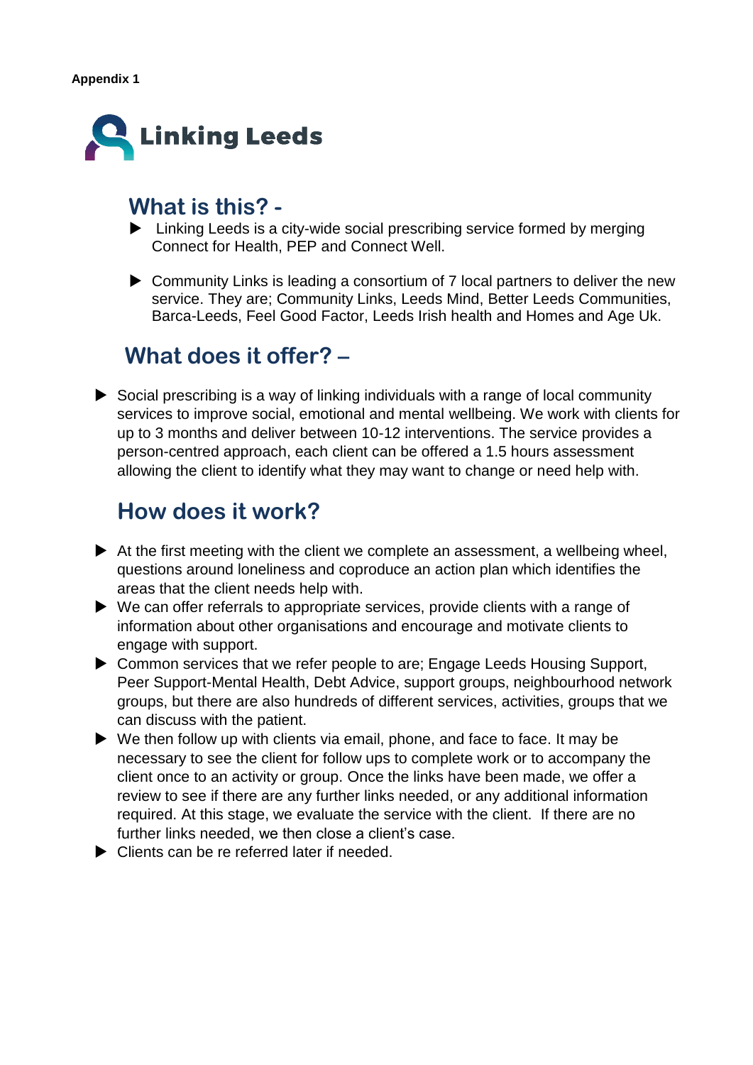**Appendix 1**

# Linking Leeds

## What is this? -

- Linking Leeds is a city-wide social prescribing service formed by merging Connect for Health, PEP and Connect Well.

- Community Links is leading a consortium of 7 local partners to deliver the new service. They are; Community Links, Leeds Mind, Better Leeds Communities, Barca-Leeds, Feel Good Factor, Leeds Irish health and Homes and Age Uk.

## What does it offer? –

- Social prescribing is a way of linking individuals with a range of local community services to improve social, emotional and mental wellbeing. We work with clients for up to 3 months and deliver between 10-12 interventions. The service provides a person-centred approach, each client can be offered a 1.5 hours assessment allowing the client to identify what they may want to change or need help with.

## How does it work?

- At the first meeting with the client we complete an assessment, a wellbeing wheel, questions around loneliness and coproduce an action plan which identifies the areas that the client needs help with.
- We can offer referrals to appropriate services, provide clients with a range of information about other organisations and encourage and motivate clients to engage with support.
- Common services that we refer people to are; Engage Leeds Housing Support, Peer Support-Mental Health, Debt Advice, support groups, neighbourhood network groups, but there are also hundreds of different services, activities, groups that we can discuss with the patient.
- We then follow up with clients via email, phone, and face to face. It may be necessary to see the client for follow ups to complete work or to accompany the client once to an activity or group. Once the links have been made, we offer a review to see if there are any further links needed, or any additional information required. At this stage, we evaluate the service with the client. If there are no further links needed, we then close a client's case.
- Clients can be re referred later if needed.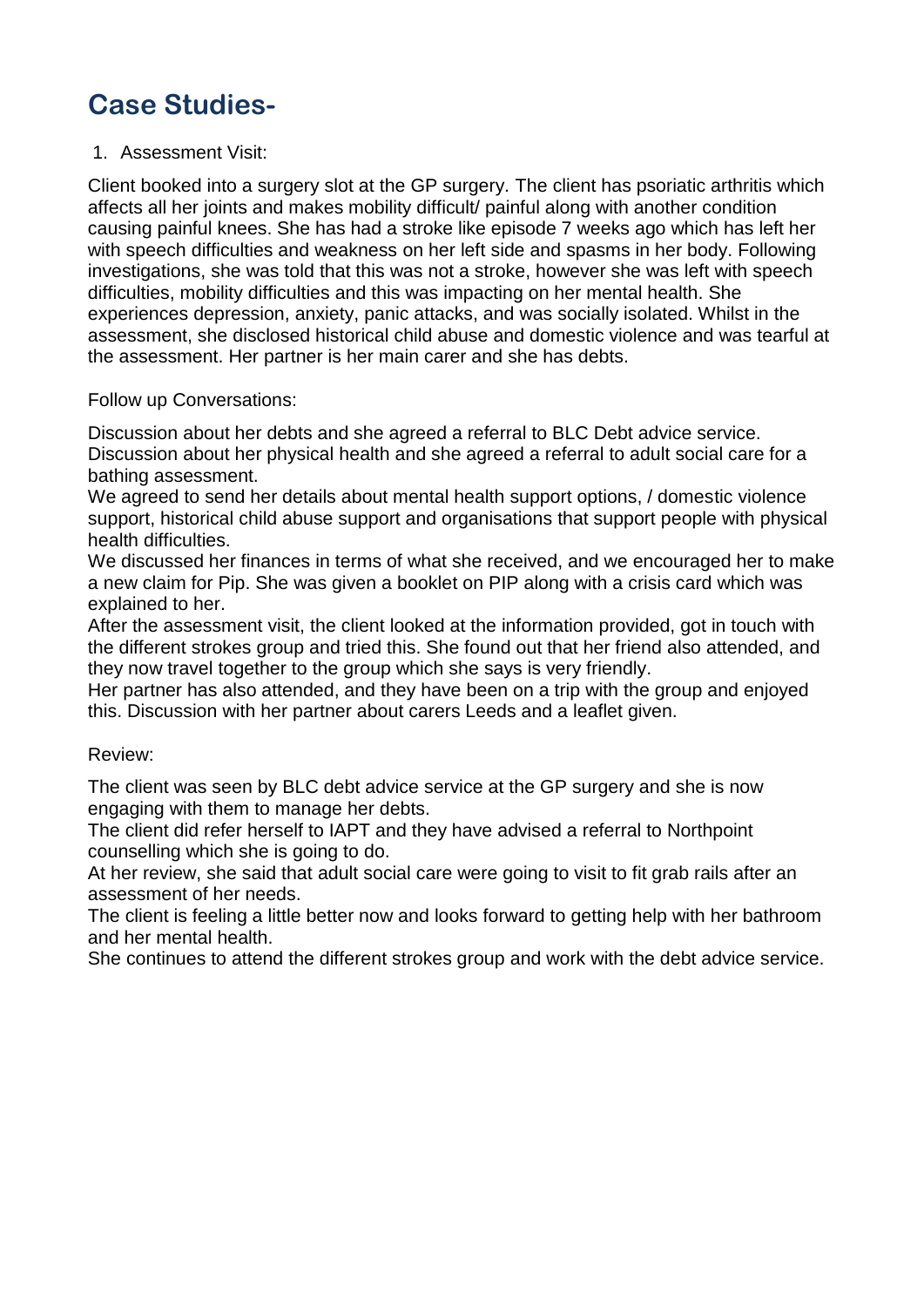# Case Studies-

1. Assessment Visit:

Client booked into a surgery slot at the GP surgery. The client has psoriatic arthritis which affects all her joints and makes mobility difficult/ painful along with another condition causing painful knees. She has had a stroke like episode 7 weeks ago which has left her with speech difficulties and weakness on her left side and spasms in her body. Following investigations, she was told that this was not a stroke, however she was left with speech difficulties, mobility difficulties and this was impacting on her mental health. She experiences depression, anxiety, panic attacks, and was socially isolated. Whilst in the assessment, she disclosed historical child abuse and domestic violence and was tearful at the assessment. Her partner is her main carer and she has debts.

Follow up Conversations:

Discussion about her debts and she agreed a referral to BLC Debt advice service.
Discussion about her physical health and she agreed a referral to adult social care for a bathing assessment.
We agreed to send her details about mental health support options, / domestic violence support, historical child abuse support and organisations that support people with physical health difficulties.
We discussed her finances in terms of what she received, and we encouraged her to make a new claim for Pip. She was given a booklet on PIP along with a crisis card which was explained to her.
After the assessment visit, the client looked at the information provided, got in touch with the different strokes group and tried this. She found out that her friend also attended, and they now travel together to the group which she says is very friendly.
Her partner has also attended, and they have been on a trip with the group and enjoyed this. Discussion with her partner about carers Leeds and a leaflet given.

Review:

The client was seen by BLC debt advice service at the GP surgery and she is now engaging with them to manage her debts.
The client did refer herself to IAPT and they have advised a referral to Northpoint counselling which she is going to do.
At her review, she said that adult social care were going to visit to fit grab rails after an assessment of her needs.
The client is feeling a little better now and looks forward to getting help with her bathroom and her mental health.
She continues to attend the different strokes group and work with the debt advice service.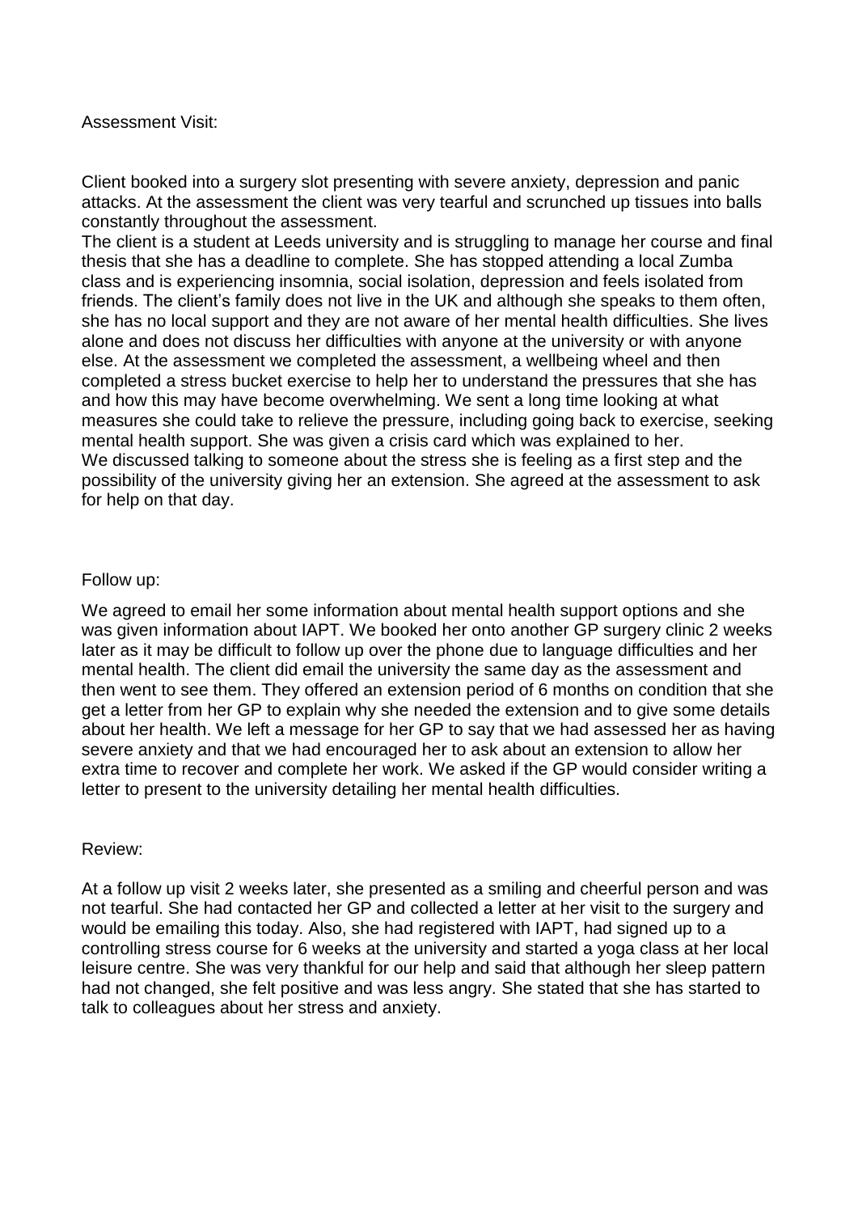Assessment Visit:

Client booked into a surgery slot presenting with severe anxiety, depression and panic attacks. At the assessment the client was very tearful and scrunched up tissues into balls constantly throughout the assessment.
The client is a student at Leeds university and is struggling to manage her course and final thesis that she has a deadline to complete. She has stopped attending a local Zumba class and is experiencing insomnia, social isolation, depression and feels isolated from friends. The client's family does not live in the UK and although she speaks to them often, she has no local support and they are not aware of her mental health difficulties. She lives alone and does not discuss her difficulties with anyone at the university or with anyone else. At the assessment we completed the assessment, a wellbeing wheel and then completed a stress bucket exercise to help her to understand the pressures that she has and how this may have become overwhelming. We sent a long time looking at what measures she could take to relieve the pressure, including going back to exercise, seeking mental health support. She was given a crisis card which was explained to her.
We discussed talking to someone about the stress she is feeling as a first step and the possibility of the university giving her an extension. She agreed at the assessment to ask for help on that day.

Follow up:

We agreed to email her some information about mental health support options and she was given information about IAPT. We booked her onto another GP surgery clinic 2 weeks later as it may be difficult to follow up over the phone due to language difficulties and her mental health. The client did email the university the same day as the assessment and then went to see them. They offered an extension period of 6 months on condition that she get a letter from her GP to explain why she needed the extension and to give some details about her health. We left a message for her GP to say that we had assessed her as having severe anxiety and that we had encouraged her to ask about an extension to allow her extra time to recover and complete her work. We asked if the GP would consider writing a letter to present to the university detailing her mental health difficulties.

Review:

At a follow up visit 2 weeks later, she presented as a smiling and cheerful person and was not tearful. She had contacted her GP and collected a letter at her visit to the surgery and would be emailing this today. Also, she had registered with IAPT, had signed up to a controlling stress course for 6 weeks at the university and started a yoga class at her local leisure centre. She was very thankful for our help and said that although her sleep pattern had not changed, she felt positive and was less angry. She stated that she has started to talk to colleagues about her stress and anxiety.